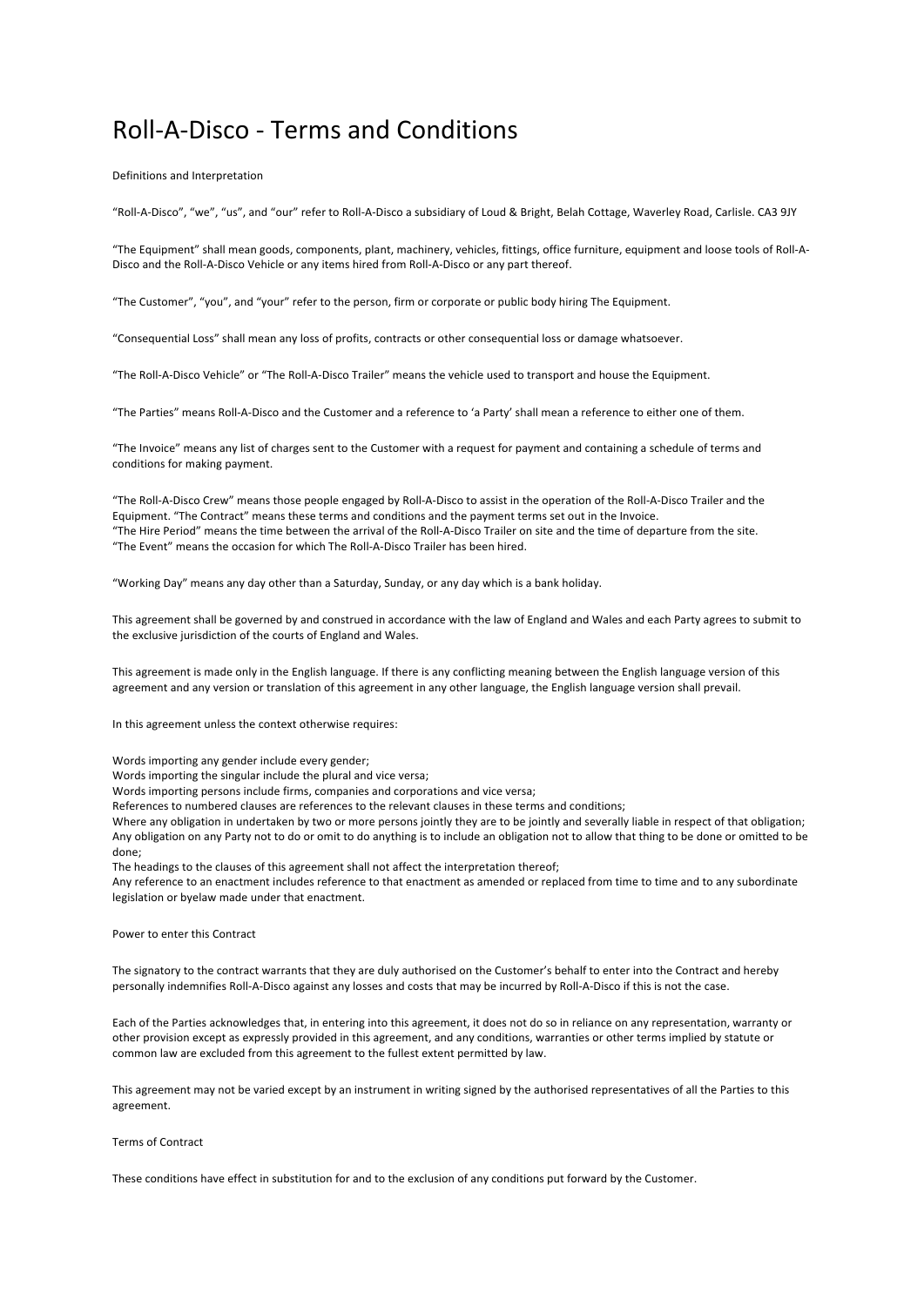# Roll-A-Disco - Terms and Conditions

Definitions and Interpretation

"Roll-A-Disco", "we", "us", and "our" refer to Roll-A-Disco a subsidiary of Loud & Bright, Belah Cottage, Waverley Road, Carlisle. CA3 9JY

"The Equipment" shall mean goods, components, plant, machinery, vehicles, fittings, office furniture, equipment and loose tools of Roll-A-Disco and the Roll-A-Disco Vehicle or any items hired from Roll-A-Disco or any part thereof.

"The Customer", "you", and "your" refer to the person, firm or corporate or public body hiring The Equipment.

"Consequential Loss" shall mean any loss of profits, contracts or other consequential loss or damage whatsoever.

"The Roll-A-Disco Vehicle" or "The Roll-A-Disco Trailer" means the vehicle used to transport and house the Equipment.

"The Parties" means Roll-A-Disco and the Customer and a reference to 'a Party' shall mean a reference to either one of them.

"The Invoice" means any list of charges sent to the Customer with a request for payment and containing a schedule of terms and conditions for making payment.

"The Roll-A-Disco Crew" means those people engaged by Roll-A-Disco to assist in the operation of the Roll-A-Disco Trailer and the Equipment. "The Contract" means these terms and conditions and the payment terms set out in the Invoice.
"The Hire Period" means the time between the arrival of the Roll-A-Disco Trailer on site and the time of departure from the site.
"The Event" means the occasion for which The Roll-A-Disco Trailer has been hired.

"Working Day" means any day other than a Saturday, Sunday, or any day which is a bank holiday.

This agreement shall be governed by and construed in accordance with the law of England and Wales and each Party agrees to submit to the exclusive jurisdiction of the courts of England and Wales.

This agreement is made only in the English language. If there is any conflicting meaning between the English language version of this agreement and any version or translation of this agreement in any other language, the English language version shall prevail.

In this agreement unless the context otherwise requires:

Words importing any gender include every gender;
Words importing the singular include the plural and vice versa;
Words importing persons include firms, companies and corporations and vice versa;
References to numbered clauses are references to the relevant clauses in these terms and conditions;
Where any obligation in undertaken by two or more persons jointly they are to be jointly and severally liable in respect of that obligation;
Any obligation on any Party not to do or omit to do anything is to include an obligation not to allow that thing to be done or omitted to be done;
The headings to the clauses of this agreement shall not affect the interpretation thereof;
Any reference to an enactment includes reference to that enactment as amended or replaced from time to time and to any subordinate legislation or byelaw made under that enactment.

Power to enter this Contract

The signatory to the contract warrants that they are duly authorised on the Customer's behalf to enter into the Contract and hereby personally indemnifies Roll-A-Disco against any losses and costs that may be incurred by Roll-A-Disco if this is not the case.

Each of the Parties acknowledges that, in entering into this agreement, it does not do so in reliance on any representation, warranty or other provision except as expressly provided in this agreement, and any conditions, warranties or other terms implied by statute or common law are excluded from this agreement to the fullest extent permitted by law.

This agreement may not be varied except by an instrument in writing signed by the authorised representatives of all the Parties to this agreement.

Terms of Contract

These conditions have effect in substitution for and to the exclusion of any conditions put forward by the Customer.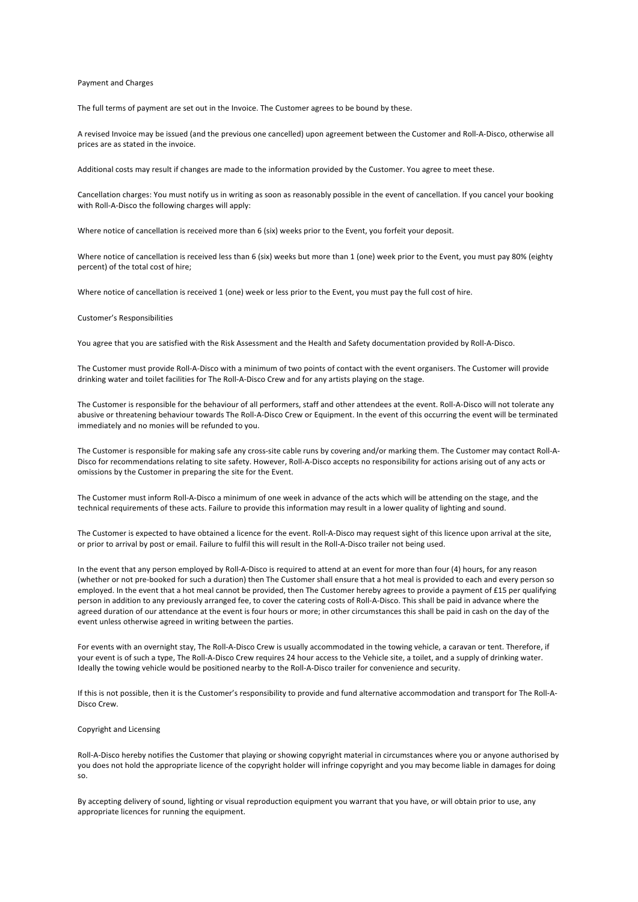## Payment and Charges

The full terms of payment are set out in the Invoice. The Customer agrees to be bound by these.

A revised Invoice may be issued (and the previous one cancelled) upon agreement between the Customer and Roll-A-Disco, otherwise all prices are as stated in the invoice.

Additional costs may result if changes are made to the information provided by the Customer. You agree to meet these.

Cancellation charges: You must notify us in writing as soon as reasonably possible in the event of cancellation. If you cancel your booking with Roll-A-Disco the following charges will apply:

Where notice of cancellation is received more than 6 (six) weeks prior to the Event, you forfeit your deposit.

Where notice of cancellation is received less than 6 (six) weeks but more than 1 (one) week prior to the Event, you must pay 80% (eighty percent) of the total cost of hire;

Where notice of cancellation is received 1 (one) week or less prior to the Event, you must pay the full cost of hire.

## Customer's Responsibilities

You agree that you are satisfied with the Risk Assessment and the Health and Safety documentation provided by Roll-A-Disco.

The Customer must provide Roll-A-Disco with a minimum of two points of contact with the event organisers. The Customer will provide drinking water and toilet facilities for The Roll-A-Disco Crew and for any artists playing on the stage.

The Customer is responsible for the behaviour of all performers, staff and other attendees at the event. Roll-A-Disco will not tolerate any abusive or threatening behaviour towards The Roll-A-Disco Crew or Equipment. In the event of this occurring the event will be terminated immediately and no monies will be refunded to you.

The Customer is responsible for making safe any cross-site cable runs by covering and/or marking them. The Customer may contact Roll-A-Disco for recommendations relating to site safety. However, Roll-A-Disco accepts no responsibility for actions arising out of any acts or omissions by the Customer in preparing the site for the Event.

The Customer must inform Roll-A-Disco a minimum of one week in advance of the acts which will be attending on the stage, and the technical requirements of these acts. Failure to provide this information may result in a lower quality of lighting and sound.

The Customer is expected to have obtained a licence for the event. Roll-A-Disco may request sight of this licence upon arrival at the site, or prior to arrival by post or email. Failure to fulfil this will result in the Roll-A-Disco trailer not being used.

In the event that any person employed by Roll-A-Disco is required to attend at an event for more than four (4) hours, for any reason (whether or not pre-booked for such a duration) then The Customer shall ensure that a hot meal is provided to each and every person so employed. In the event that a hot meal cannot be provided, then The Customer hereby agrees to provide a payment of £15 per qualifying person in addition to any previously arranged fee, to cover the catering costs of Roll-A-Disco. This shall be paid in advance where the agreed duration of our attendance at the event is four hours or more; in other circumstances this shall be paid in cash on the day of the event unless otherwise agreed in writing between the parties.

For events with an overnight stay, The Roll-A-Disco Crew is usually accommodated in the towing vehicle, a caravan or tent. Therefore, if your event is of such a type, The Roll-A-Disco Crew requires 24 hour access to the Vehicle site, a toilet, and a supply of drinking water. Ideally the towing vehicle would be positioned nearby to the Roll-A-Disco trailer for convenience and security.

If this is not possible, then it is the Customer's responsibility to provide and fund alternative accommodation and transport for The Roll-A-Disco Crew.

## Copyright and Licensing

Roll-A-Disco hereby notifies the Customer that playing or showing copyright material in circumstances where you or anyone authorised by you does not hold the appropriate licence of the copyright holder will infringe copyright and you may become liable in damages for doing so.

By accepting delivery of sound, lighting or visual reproduction equipment you warrant that you have, or will obtain prior to use, any appropriate licences for running the equipment.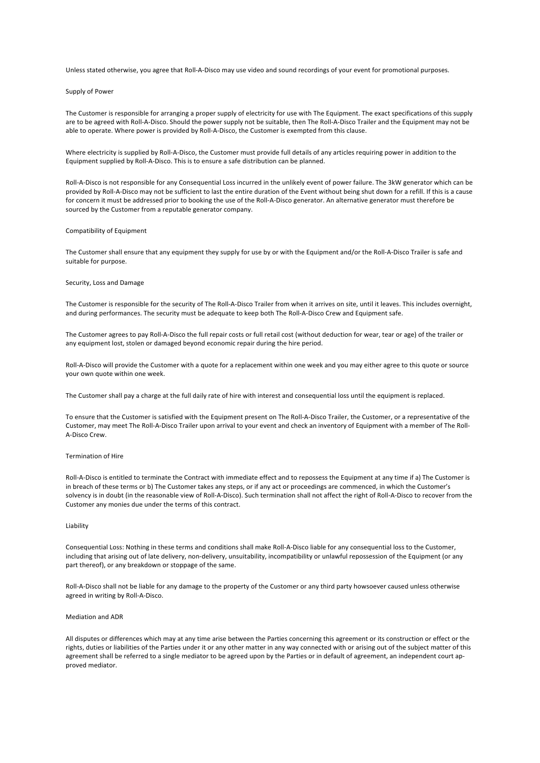Unless stated otherwise, you agree that Roll-A-Disco may use video and sound recordings of your event for promotional purposes.

## Supply of Power

The Customer is responsible for arranging a proper supply of electricity for use with The Equipment. The exact specifications of this supply are to be agreed with Roll-A-Disco. Should the power supply not be suitable, then The Roll-A-Disco Trailer and the Equipment may not be able to operate. Where power is provided by Roll-A-Disco, the Customer is exempted from this clause.

Where electricity is supplied by Roll-A-Disco, the Customer must provide full details of any articles requiring power in addition to the Equipment supplied by Roll-A-Disco. This is to ensure a safe distribution can be planned.

Roll-A-Disco is not responsible for any Consequential Loss incurred in the unlikely event of power failure. The 3kW generator which can be provided by Roll-A-Disco may not be sufficient to last the entire duration of the Event without being shut down for a refill. If this is a cause for concern it must be addressed prior to booking the use of the Roll-A-Disco generator. An alternative generator must therefore be sourced by the Customer from a reputable generator company.

## Compatibility of Equipment

The Customer shall ensure that any equipment they supply for use by or with the Equipment and/or the Roll-A-Disco Trailer is safe and suitable for purpose.

## Security, Loss and Damage

The Customer is responsible for the security of The Roll-A-Disco Trailer from when it arrives on site, until it leaves. This includes overnight, and during performances. The security must be adequate to keep both The Roll-A-Disco Crew and Equipment safe.

The Customer agrees to pay Roll-A-Disco the full repair costs or full retail cost (without deduction for wear, tear or age) of the trailer or any equipment lost, stolen or damaged beyond economic repair during the hire period.

Roll-A-Disco will provide the Customer with a quote for a replacement within one week and you may either agree to this quote or source your own quote within one week.

The Customer shall pay a charge at the full daily rate of hire with interest and consequential loss until the equipment is replaced.

To ensure that the Customer is satisfied with the Equipment present on The Roll-A-Disco Trailer, the Customer, or a representative of the Customer, may meet The Roll-A-Disco Trailer upon arrival to your event and check an inventory of Equipment with a member of The Roll-A-Disco Crew.

## Termination of Hire

Roll-A-Disco is entitled to terminate the Contract with immediate effect and to repossess the Equipment at any time if a) The Customer is in breach of these terms or b) The Customer takes any steps, or if any act or proceedings are commenced, in which the Customer's solvency is in doubt (in the reasonable view of Roll-A-Disco). Such termination shall not affect the right of Roll-A-Disco to recover from the Customer any monies due under the terms of this contract.

## Liability

Consequential Loss: Nothing in these terms and conditions shall make Roll-A-Disco liable for any consequential loss to the Customer, including that arising out of late delivery, non-delivery, unsuitability, incompatibility or unlawful repossession of the Equipment (or any part thereof), or any breakdown or stoppage of the same.

Roll-A-Disco shall not be liable for any damage to the property of the Customer or any third party howsoever caused unless otherwise agreed in writing by Roll-A-Disco.

## Mediation and ADR

All disputes or differences which may at any time arise between the Parties concerning this agreement or its construction or effect or the rights, duties or liabilities of the Parties under it or any other matter in any way connected with or arising out of the subject matter of this agreement shall be referred to a single mediator to be agreed upon by the Parties or in default of agreement, an independent court approved mediator.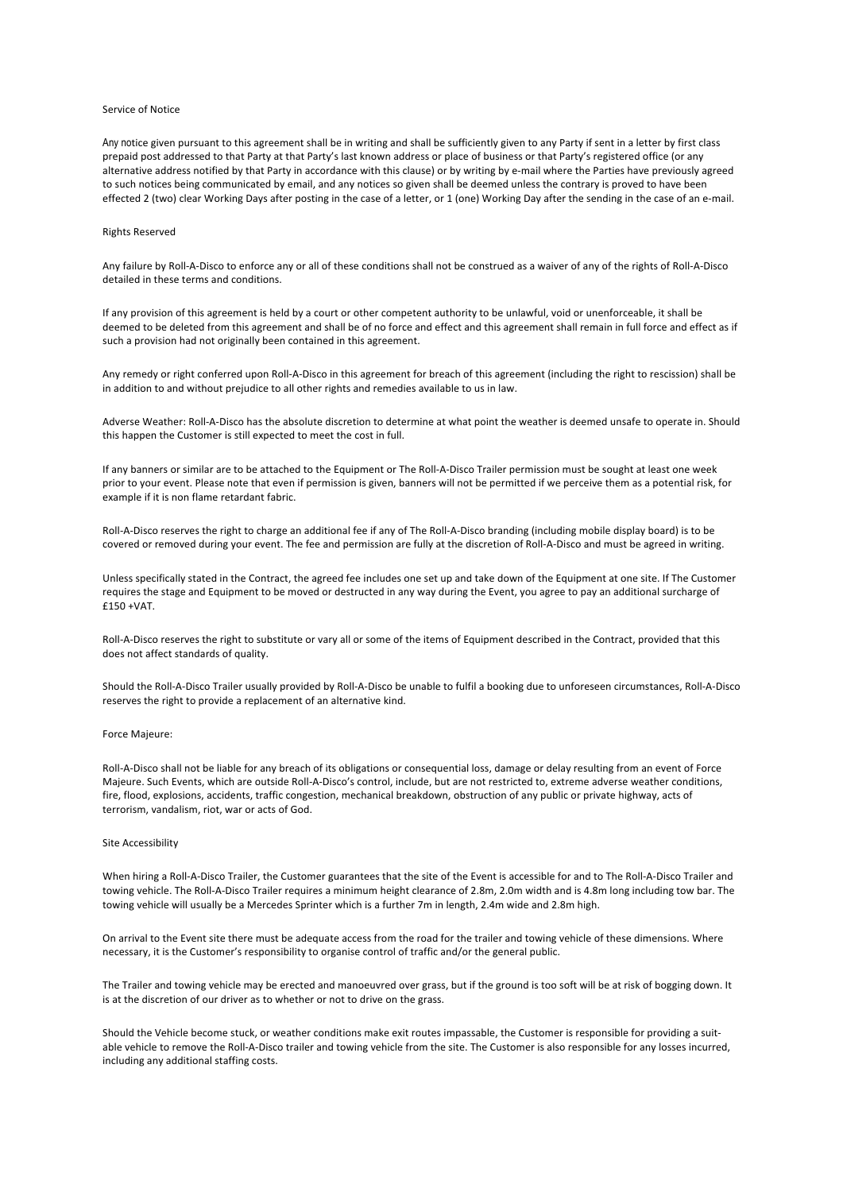## Service of Notice

Any notice given pursuant to this agreement shall be in writing and shall be sufficiently given to any Party if sent in a letter by first class prepaid post addressed to that Party at that Party's last known address or place of business or that Party's registered office (or any alternative address notified by that Party in accordance with this clause) or by writing by e-mail where the Parties have previously agreed to such notices being communicated by email, and any notices so given shall be deemed unless the contrary is proved to have been effected 2 (two) clear Working Days after posting in the case of a letter, or 1 (one) Working Day after the sending in the case of an e-mail.

## Rights Reserved

Any failure by Roll-A-Disco to enforce any or all of these conditions shall not be construed as a waiver of any of the rights of Roll-A-Disco detailed in these terms and conditions.

If any provision of this agreement is held by a court or other competent authority to be unlawful, void or unenforceable, it shall be deemed to be deleted from this agreement and shall be of no force and effect and this agreement shall remain in full force and effect as if such a provision had not originally been contained in this agreement.

Any remedy or right conferred upon Roll-A-Disco in this agreement for breach of this agreement (including the right to rescission) shall be in addition to and without prejudice to all other rights and remedies available to us in law.

Adverse Weather: Roll-A-Disco has the absolute discretion to determine at what point the weather is deemed unsafe to operate in. Should this happen the Customer is still expected to meet the cost in full.

If any banners or similar are to be attached to the Equipment or The Roll-A-Disco Trailer permission must be sought at least one week prior to your event. Please note that even if permission is given, banners will not be permitted if we perceive them as a potential risk, for example if it is non flame retardant fabric.

Roll-A-Disco reserves the right to charge an additional fee if any of The Roll-A-Disco branding (including mobile display board) is to be covered or removed during your event. The fee and permission are fully at the discretion of Roll-A-Disco and must be agreed in writing.

Unless specifically stated in the Contract, the agreed fee includes one set up and take down of the Equipment at one site. If The Customer requires the stage and Equipment to be moved or destructed in any way during the Event, you agree to pay an additional surcharge of £150 +VAT.

Roll-A-Disco reserves the right to substitute or vary all or some of the items of Equipment described in the Contract, provided that this does not affect standards of quality.

Should the Roll-A-Disco Trailer usually provided by Roll-A-Disco be unable to fulfil a booking due to unforeseen circumstances, Roll-A-Disco reserves the right to provide a replacement of an alternative kind.

## Force Majeure:

Roll-A-Disco shall not be liable for any breach of its obligations or consequential loss, damage or delay resulting from an event of Force Majeure. Such Events, which are outside Roll-A-Disco's control, include, but are not restricted to, extreme adverse weather conditions, fire, flood, explosions, accidents, traffic congestion, mechanical breakdown, obstruction of any public or private highway, acts of terrorism, vandalism, riot, war or acts of God.

## Site Accessibility

When hiring a Roll-A-Disco Trailer, the Customer guarantees that the site of the Event is accessible for and to The Roll-A-Disco Trailer and towing vehicle. The Roll-A-Disco Trailer requires a minimum height clearance of 2.8m, 2.0m width and is 4.8m long including tow bar. The towing vehicle will usually be a Mercedes Sprinter which is a further 7m in length, 2.4m wide and 2.8m high.

On arrival to the Event site there must be adequate access from the road for the trailer and towing vehicle of these dimensions. Where necessary, it is the Customer's responsibility to organise control of traffic and/or the general public.

The Trailer and towing vehicle may be erected and manoeuvred over grass, but if the ground is too soft will be at risk of bogging down. It is at the discretion of our driver as to whether or not to drive on the grass.

Should the Vehicle become stuck, or weather conditions make exit routes impassable, the Customer is responsible for providing a suit-able vehicle to remove the Roll-A-Disco trailer and towing vehicle from the site. The Customer is also responsible for any losses incurred, including any additional staffing costs.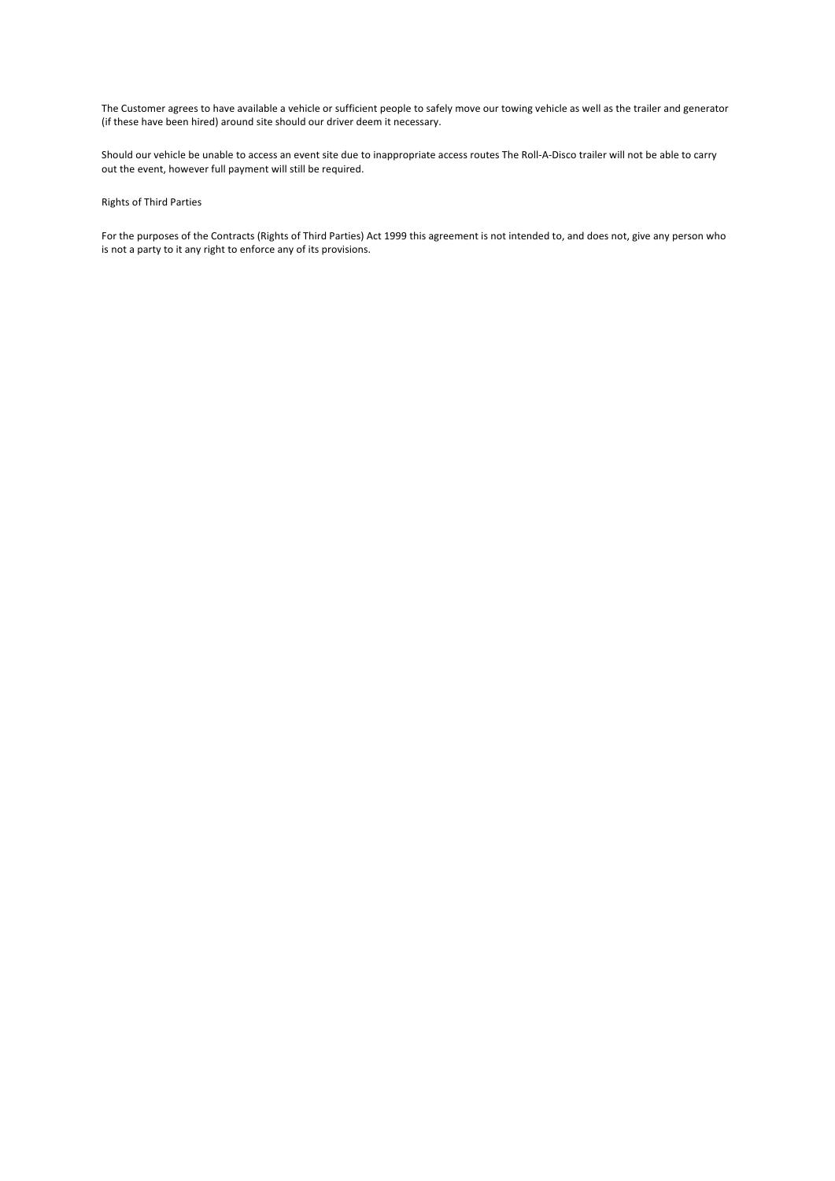The Customer agrees to have available a vehicle or sufficient people to safely move our towing vehicle as well as the trailer and generator (if these have been hired) around site should our driver deem it necessary.

Should our vehicle be unable to access an event site due to inappropriate access routes The Roll-A-Disco trailer will not be able to carry out the event, however full payment will still be required.

Rights of Third Parties

For the purposes of the Contracts (Rights of Third Parties) Act 1999 this agreement is not intended to, and does not, give any person who is not a party to it any right to enforce any of its provisions.